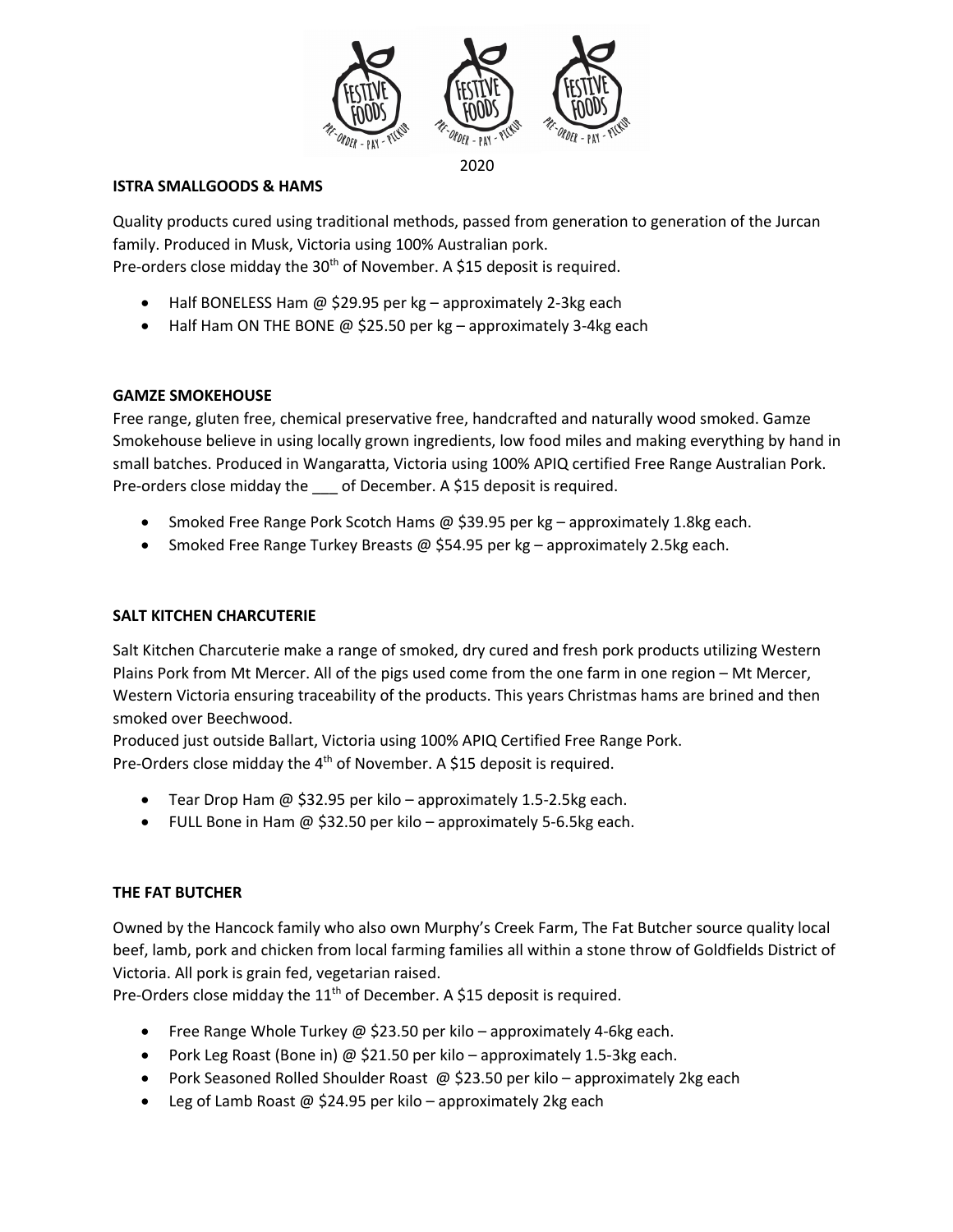2020

**ISTRA SMALLGOODS & HAMS**

Quality products cured using traditional methods, passed from generation to generation of the Jurcan family. Produced in Musk, Victoria using 100% Australian pork.
Pre-orders close midday the 30th of November. A $15 deposit is required.

- Half BONELESS Ham @ $29.95 per kg – approximately 2-3kg each
- Half Ham ON THE BONE @ $25.50 per kg – approximately 3-4kg each

**GAMZE SMOKEHOUSE**

Free range, gluten free, chemical preservative free, handcrafted and naturally wood smoked. Gamze Smokehouse believe in using locally grown ingredients, low food miles and making everything by hand in small batches. Produced in Wangaratta, Victoria using 100% APIQ certified Free Range Australian Pork.
Pre-orders close midday the ___ of December. A $15 deposit is required.

- Smoked Free Range Pork Scotch Hams @ $39.95 per kg – approximately 1.8kg each.
- Smoked Free Range Turkey Breasts @ $54.95 per kg – approximately 2.5kg each.

**SALT KITCHEN CHARCUTERIE**

Salt Kitchen Charcuterie make a range of smoked, dry cured and fresh pork products utilizing Western Plains Pork from Mt Mercer. All of the pigs used come from the one farm in one region – Mt Mercer, Western Victoria ensuring traceability of the products. This years Christmas hams are brined and then smoked over Beechwood.
Produced just outside Ballart, Victoria using 100% APIQ Certified Free Range Pork.
Pre-Orders close midday the 4th of November. A $15 deposit is required.

- Tear Drop Ham @ $32.95 per kilo – approximately 1.5-2.5kg each.
- FULL Bone in Ham @ $32.50 per kilo – approximately 5-6.5kg each.

**THE FAT BUTCHER**

Owned by the Hancock family who also own Murphy's Creek Farm, The Fat Butcher source quality local beef, lamb, pork and chicken from local farming families all within a stone throw of Goldfields District of Victoria. All pork is grain fed, vegetarian raised.
Pre-Orders close midday the 11th of December. A $15 deposit is required.

- Free Range Whole Turkey @ $23.50 per kilo – approximately 4-6kg each.
- Pork Leg Roast (Bone in) @ $21.50 per kilo – approximately 1.5-3kg each.
- Pork Seasoned Rolled Shoulder Roast @ $23.50 per kilo – approximately 2kg each
- Leg of Lamb Roast @ $24.95 per kilo – approximately 2kg each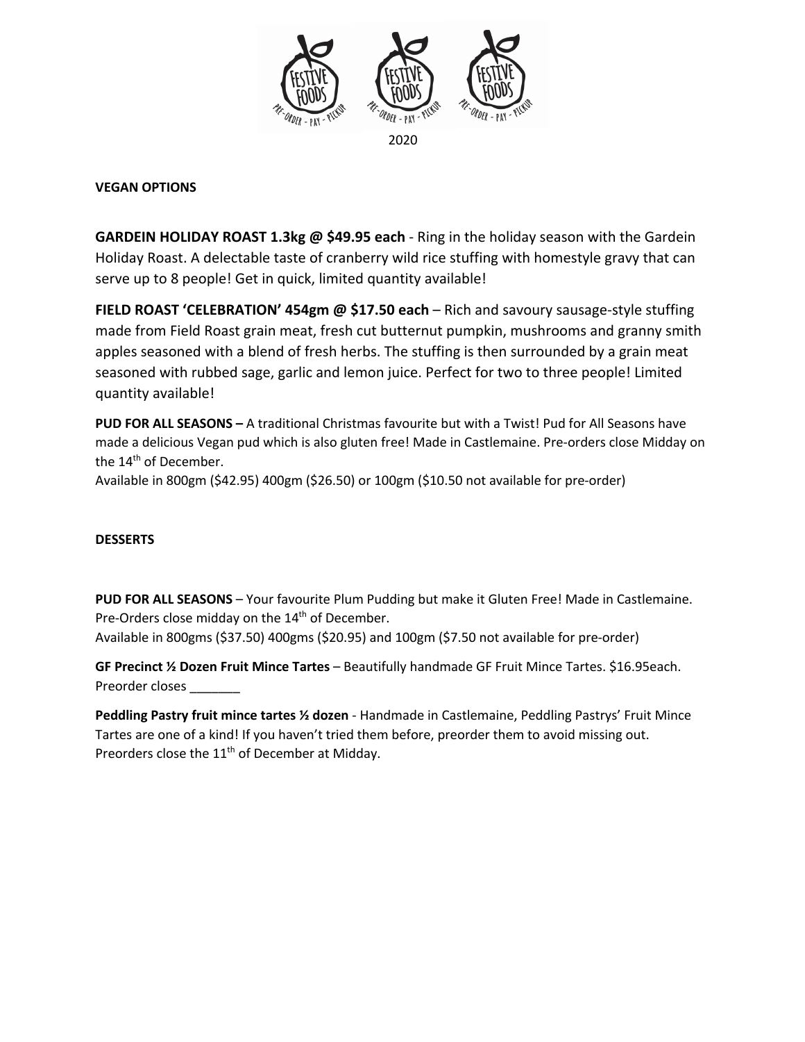2020

**VEGAN OPTIONS**

**GARDEIN HOLIDAY ROAST 1.3kg @ $49.95 each** - Ring in the holiday season with the Gardein Holiday Roast. A delectable taste of cranberry wild rice stuffing with homestyle gravy that can serve up to 8 people! Get in quick, limited quantity available!

**FIELD ROAST 'CELEBRATION' 454gm @ $17.50 each** – Rich and savoury sausage-style stuffing made from Field Roast grain meat, fresh cut butternut pumpkin, mushrooms and granny smith apples seasoned with a blend of fresh herbs. The stuffing is then surrounded by a grain meat seasoned with rubbed sage, garlic and lemon juice. Perfect for two to three people! Limited quantity available!

**PUD FOR ALL SEASONS –** A traditional Christmas favourite but with a Twist! Pud for All Seasons have made a delicious Vegan pud which is also gluten free! Made in Castlemaine. Pre-orders close Midday on the 14th of December.
Available in 800gm ($42.95) 400gm ($26.50) or 100gm ($10.50 not available for pre-order)

**DESSERTS**

**PUD FOR ALL SEASONS** – Your favourite Plum Pudding but make it Gluten Free! Made in Castlemaine. Pre-Orders close midday on the 14th of December.
Available in 800gms ($37.50) 400gms ($20.95) and 100gm ($7.50 not available for pre-order)

**GF Precinct ½ Dozen Fruit Mince Tartes** – Beautifully handmade GF Fruit Mince Tartes. $16.95each. Preorder closes _______

**Peddling Pastry fruit mince tartes ½ dozen** - Handmade in Castlemaine, Peddling Pastrys' Fruit Mince Tartes are one of a kind! If you haven't tried them before, preorder them to avoid missing out. Preorders close the 11th of December at Midday.